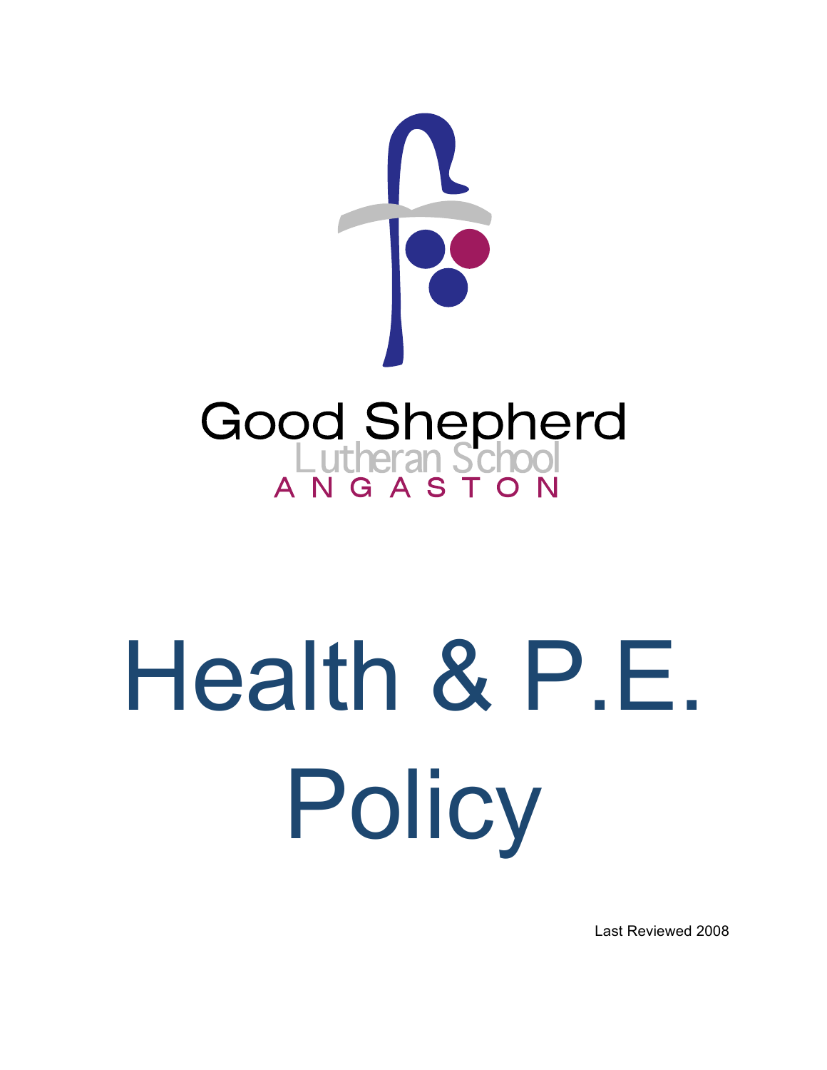Good Shepherd

Lutheran School

ANGASTON

# Health & P.E. Policy

Last Reviewed 2008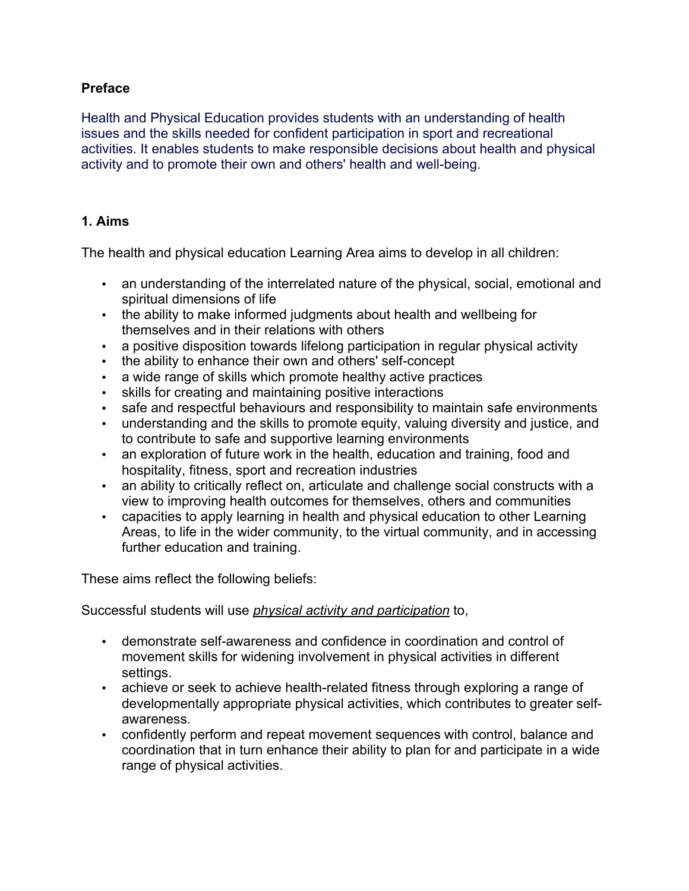**Preface**

Health and Physical Education provides students with an understanding of health issues and the skills needed for confident participation in sport and recreational activities. It enables students to make responsible decisions about health and physical activity and to promote their own and others' health and well-being.

**1. Aims**

The health and physical education Learning Area aims to develop in all children:

- an understanding of the interrelated nature of the physical, social, emotional and spiritual dimensions of life
- the ability to make informed judgments about health and wellbeing for themselves and in their relations with others
- a positive disposition towards lifelong participation in regular physical activity
- the ability to enhance their own and others' self-concept
- a wide range of skills which promote healthy active practices
- skills for creating and maintaining positive interactions
- safe and respectful behaviours and responsibility to maintain safe environments
- understanding and the skills to promote equity, valuing diversity and justice, and to contribute to safe and supportive learning environments
- an exploration of future work in the health, education and training, food and hospitality, fitness, sport and recreation industries
- an ability to critically reflect on, articulate and challenge social constructs with a view to improving health outcomes for themselves, others and communities
- capacities to apply learning in health and physical education to other Learning Areas, to life in the wider community, to the virtual community, and in accessing further education and training.

These aims reflect the following beliefs:

Successful students will use *physical activity and participation* to,

- demonstrate self-awareness and confidence in coordination and control of movement skills for widening involvement in physical activities in different settings.
- achieve or seek to achieve health-related fitness through exploring a range of developmentally appropriate physical activities, which contributes to greater self-awareness.
- confidently perform and repeat movement sequences with control, balance and coordination that in turn enhance their ability to plan for and participate in a wide range of physical activities.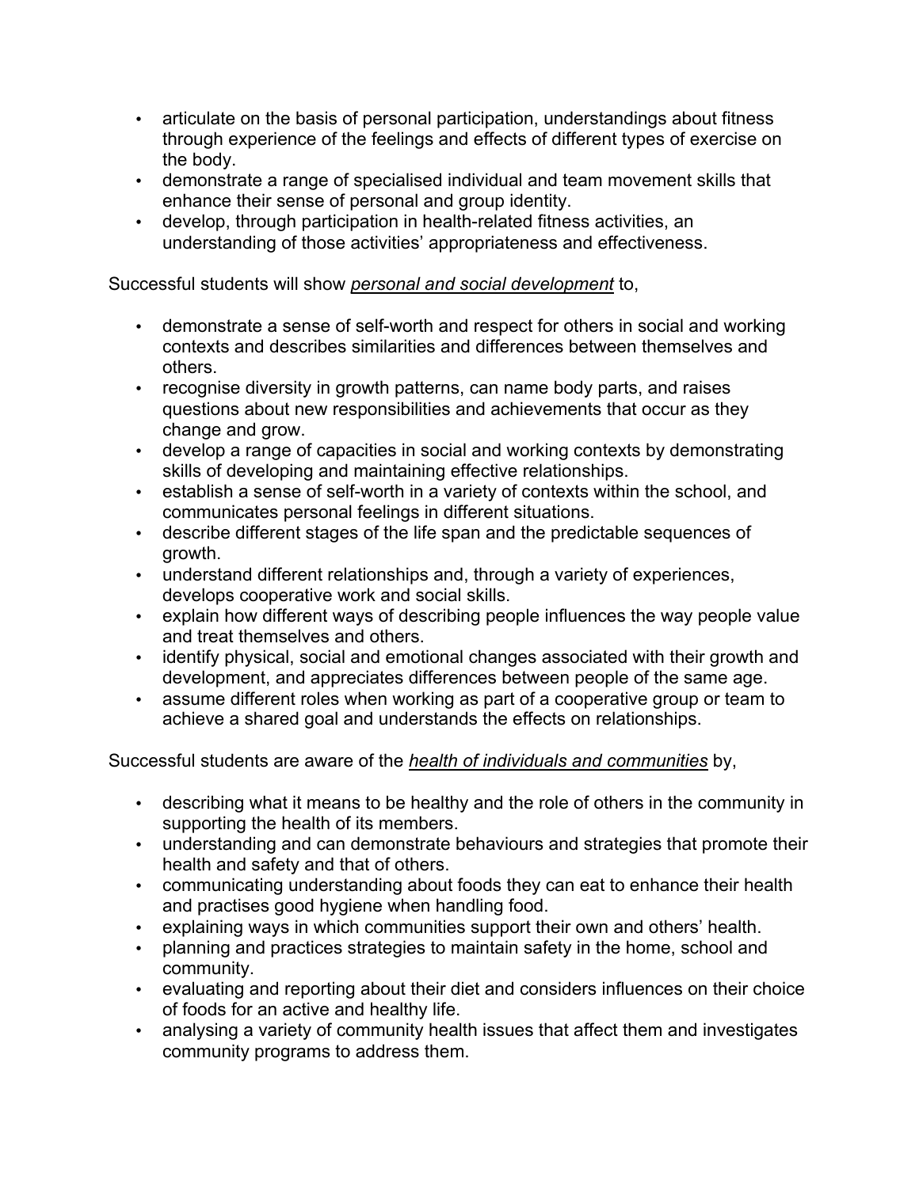- articulate on the basis of personal participation, understandings about fitness through experience of the feelings and effects of different types of exercise on the body.
- demonstrate a range of specialised individual and team movement skills that enhance their sense of personal and group identity.
- develop, through participation in health-related fitness activities, an understanding of those activities' appropriateness and effectiveness.

Successful students will show *__personal and social development__* to,

- demonstrate a sense of self-worth and respect for others in social and working contexts and describes similarities and differences between themselves and others.
- recognise diversity in growth patterns, can name body parts, and raises questions about new responsibilities and achievements that occur as they change and grow.
- develop a range of capacities in social and working contexts by demonstrating skills of developing and maintaining effective relationships.
- establish a sense of self-worth in a variety of contexts within the school, and communicates personal feelings in different situations.
- describe different stages of the life span and the predictable sequences of growth.
- understand different relationships and, through a variety of experiences, develops cooperative work and social skills.
- explain how different ways of describing people influences the way people value and treat themselves and others.
- identify physical, social and emotional changes associated with their growth and development, and appreciates differences between people of the same age.
- assume different roles when working as part of a cooperative group or team to achieve a shared goal and understands the effects on relationships.

Successful students are aware of the *__health of individuals and communities__* by,

- describing what it means to be healthy and the role of others in the community in supporting the health of its members.
- understanding and can demonstrate behaviours and strategies that promote their health and safety and that of others.
- communicating understanding about foods they can eat to enhance their health and practises good hygiene when handling food.
- explaining ways in which communities support their own and others' health.
- planning and practices strategies to maintain safety in the home, school and community.
- evaluating and reporting about their diet and considers influences on their choice of foods for an active and healthy life.
- analysing a variety of community health issues that affect them and investigates community programs to address them.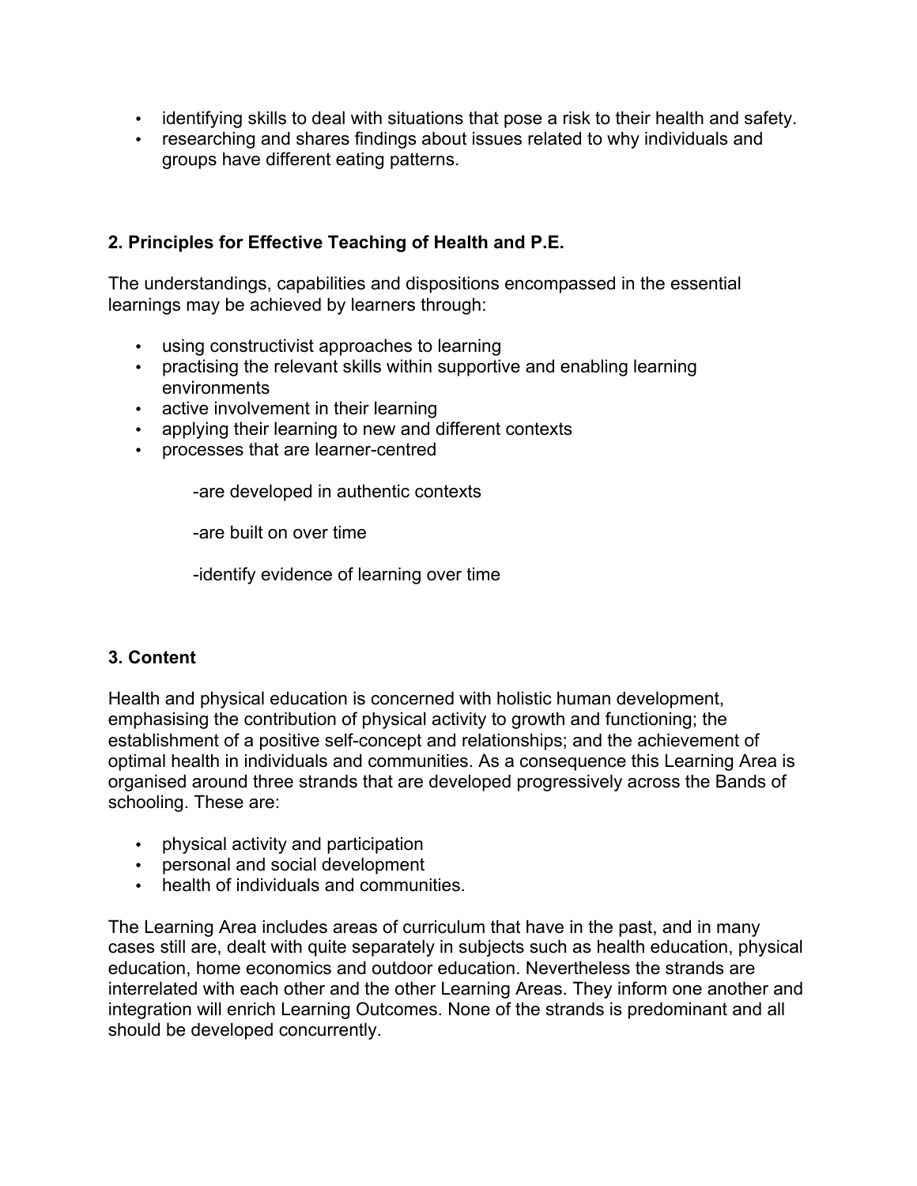- identifying skills to deal with situations that pose a risk to their health and safety.
- researching and shares findings about issues related to why individuals and groups have different eating patterns.

## 2. Principles for Effective Teaching of Health and P.E.

The understandings, capabilities and dispositions encompassed in the essential learnings may be achieved by learners through:

- using constructivist approaches to learning
- practising the relevant skills within supportive and enabling learning environments
- active involvement in their learning
- applying their learning to new and different contexts
- processes that are learner-centred

    -are developed in authentic contexts

    -are built on over time

    -identify evidence of learning over time

## 3. Content

Health and physical education is concerned with holistic human development, emphasising the contribution of physical activity to growth and functioning; the establishment of a positive self-concept and relationships; and the achievement of optimal health in individuals and communities. As a consequence this Learning Area is organised around three strands that are developed progressively across the Bands of schooling. These are:

- physical activity and participation
- personal and social development
- health of individuals and communities.

The Learning Area includes areas of curriculum that have in the past, and in many cases still are, dealt with quite separately in subjects such as health education, physical education, home economics and outdoor education. Nevertheless the strands are interrelated with each other and the other Learning Areas. They inform one another and integration will enrich Learning Outcomes. None of the strands is predominant and all should be developed concurrently.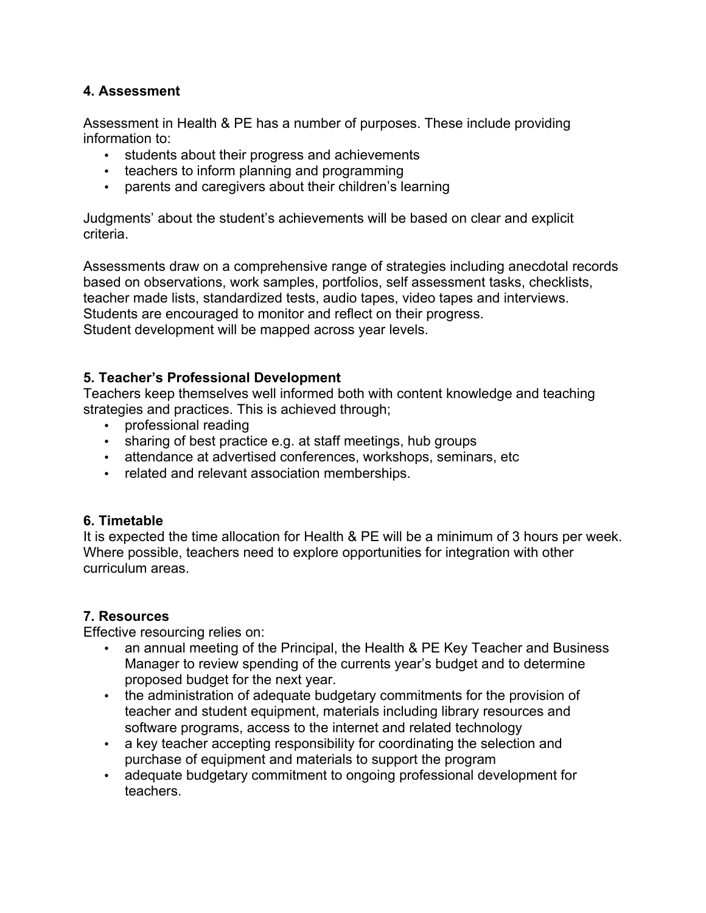## 4. Assessment

Assessment in Health & PE has a number of purposes. These include providing information to:

- students about their progress and achievements
- teachers to inform planning and programming
- parents and caregivers about their children's learning

Judgments' about the student's achievements will be based on clear and explicit criteria.

Assessments draw on a comprehensive range of strategies including anecdotal records based on observations, work samples, portfolios, self assessment tasks, checklists, teacher made lists, standardized tests, audio tapes, video tapes and interviews. Students are encouraged to monitor and reflect on their progress.
Student development will be mapped across year levels.

## 5. Teacher's Professional Development

Teachers keep themselves well informed both with content knowledge and teaching strategies and practices. This is achieved through;

- professional reading
- sharing of best practice e.g. at staff meetings, hub groups
- attendance at advertised conferences, workshops, seminars, etc
- related and relevant association memberships.

## 6. Timetable

It is expected the time allocation for Health & PE will be a minimum of 3 hours per week. Where possible, teachers need to explore opportunities for integration with other curriculum areas.

## 7. Resources

Effective resourcing relies on:

- an annual meeting of the Principal, the Health & PE Key Teacher and Business Manager to review spending of the currents year's budget and to determine proposed budget for the next year.
- the administration of adequate budgetary commitments for the provision of teacher and student equipment, materials including library resources and software programs, access to the internet and related technology
- a key teacher accepting responsibility for coordinating the selection and purchase of equipment and materials to support the program
- adequate budgetary commitment to ongoing professional development for teachers.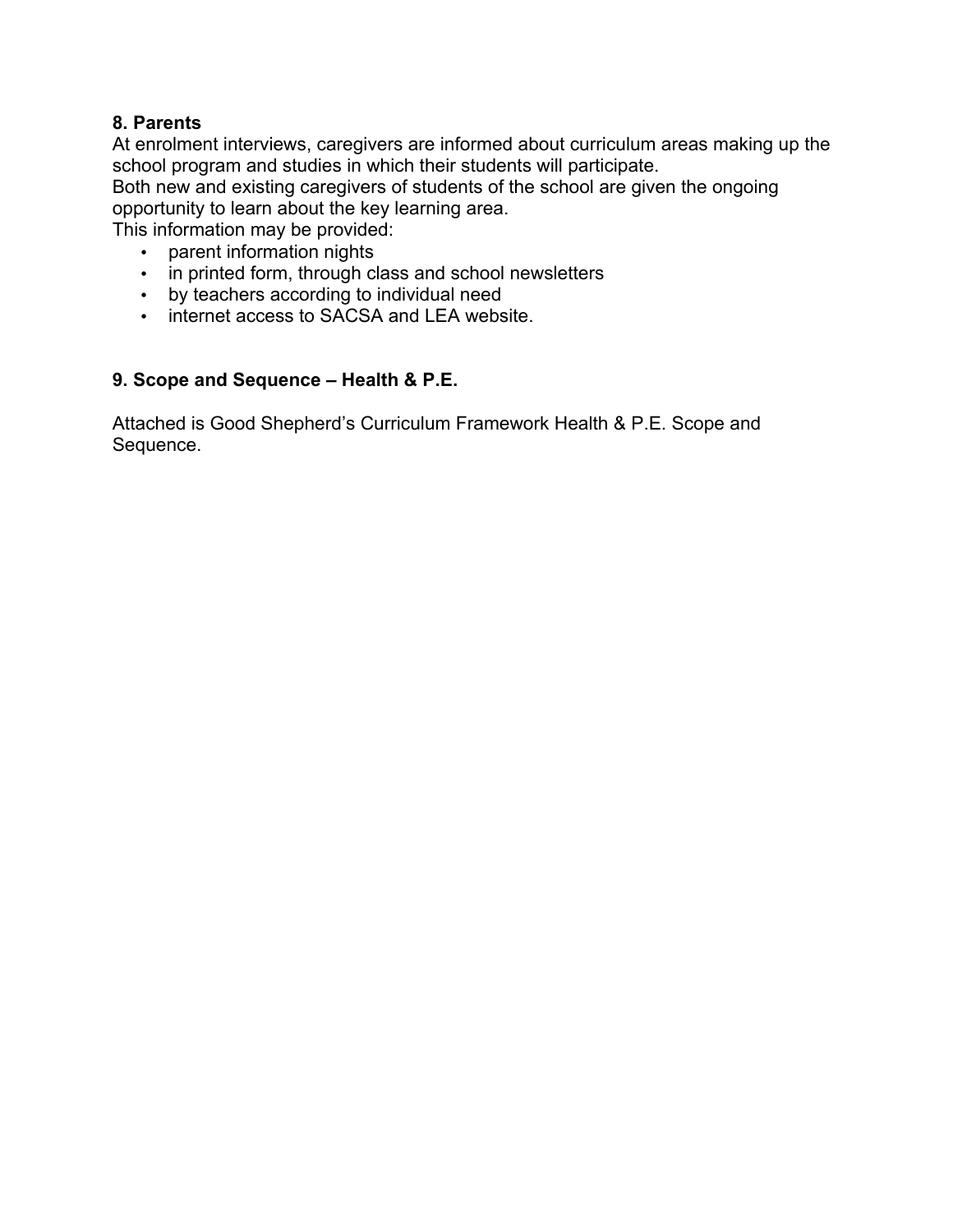## 8. Parents

At enrolment interviews, caregivers are informed about curriculum areas making up the school program and studies in which their students will participate.
Both new and existing caregivers of students of the school are given the ongoing opportunity to learn about the key learning area.
This information may be provided:

- parent information nights
- in printed form, through class and school newsletters
- by teachers according to individual need
- internet access to SACSA and LEA website.

## 9. Scope and Sequence – Health & P.E.

Attached is Good Shepherd's Curriculum Framework Health & P.E. Scope and Sequence.